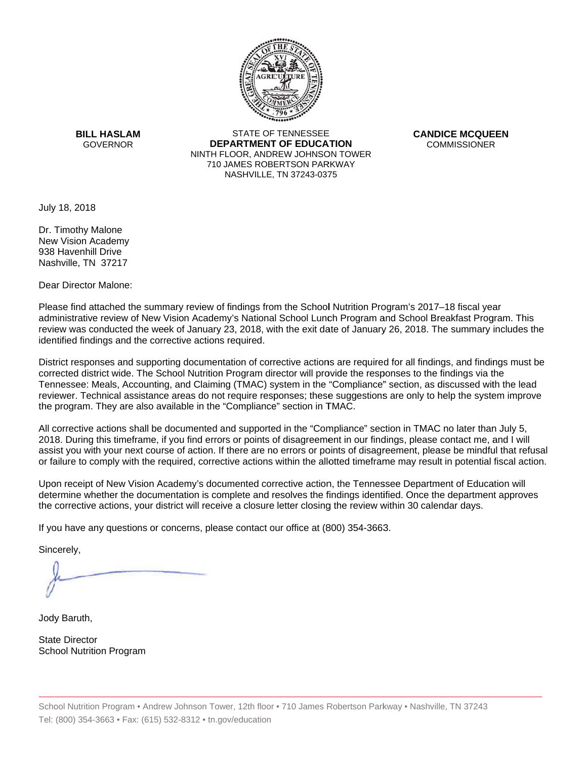**BILL HASLAM**
GOVERNOR

STATE OF TENNESSEE
**DEPARTMENT OF EDUCATION**
NINTH FLOOR, ANDREW JOHNSON TOWER
710 JAMES ROBERTSON PARKWAY
NASHVILLE, TN 37243-0375

**CANDICE MCQUEEN**
COMMISSIONER

July 18, 2018

Dr. Timothy Malone
New Vision Academy
938 Havenhill Drive
Nashville, TN 37217

Dear Director Malone:

Please find attached the summary review of findings from the School Nutrition Program's 2017–18 fiscal year administrative review of New Vision Academy's National School Lunch Program and School Breakfast Program. This review was conducted the week of January 23, 2018, with the exit date of January 26, 2018. The summary includes the identified findings and the corrective actions required.

District responses and supporting documentation of corrective actions are required for all findings, and findings must be corrected district wide. The School Nutrition Program director will provide the responses to the findings via the Tennessee: Meals, Accounting, and Claiming (TMAC) system in the "Compliance" section, as discussed with the lead reviewer. Technical assistance areas do not require responses; these suggestions are only to help the system improve the program. They are also available in the "Compliance" section in TMAC.

All corrective actions shall be documented and supported in the "Compliance" section in TMAC no later than July 5, 2018. During this timeframe, if you find errors or points of disagreement in our findings, please contact me, and I will assist you with your next course of action. If there are no errors or points of disagreement, please be mindful that refusal or failure to comply with the required, corrective actions within the allotted timeframe may result in potential fiscal action.

Upon receipt of New Vision Academy's documented corrective action, the Tennessee Department of Education will determine whether the documentation is complete and resolves the findings identified. Once the department approves the corrective actions, your district will receive a closure letter closing the review within 30 calendar days.

If you have any questions or concerns, please contact our office at (800) 354-3663.

Sincerely,

Jody Baruth,

State Director
School Nutrition Program

School Nutrition Program • Andrew Johnson Tower, 12th floor • 710 James Robertson Parkway • Nashville, TN 37243
Tel: (800) 354-3663 • Fax: (615) 532-8312 • tn.gov/education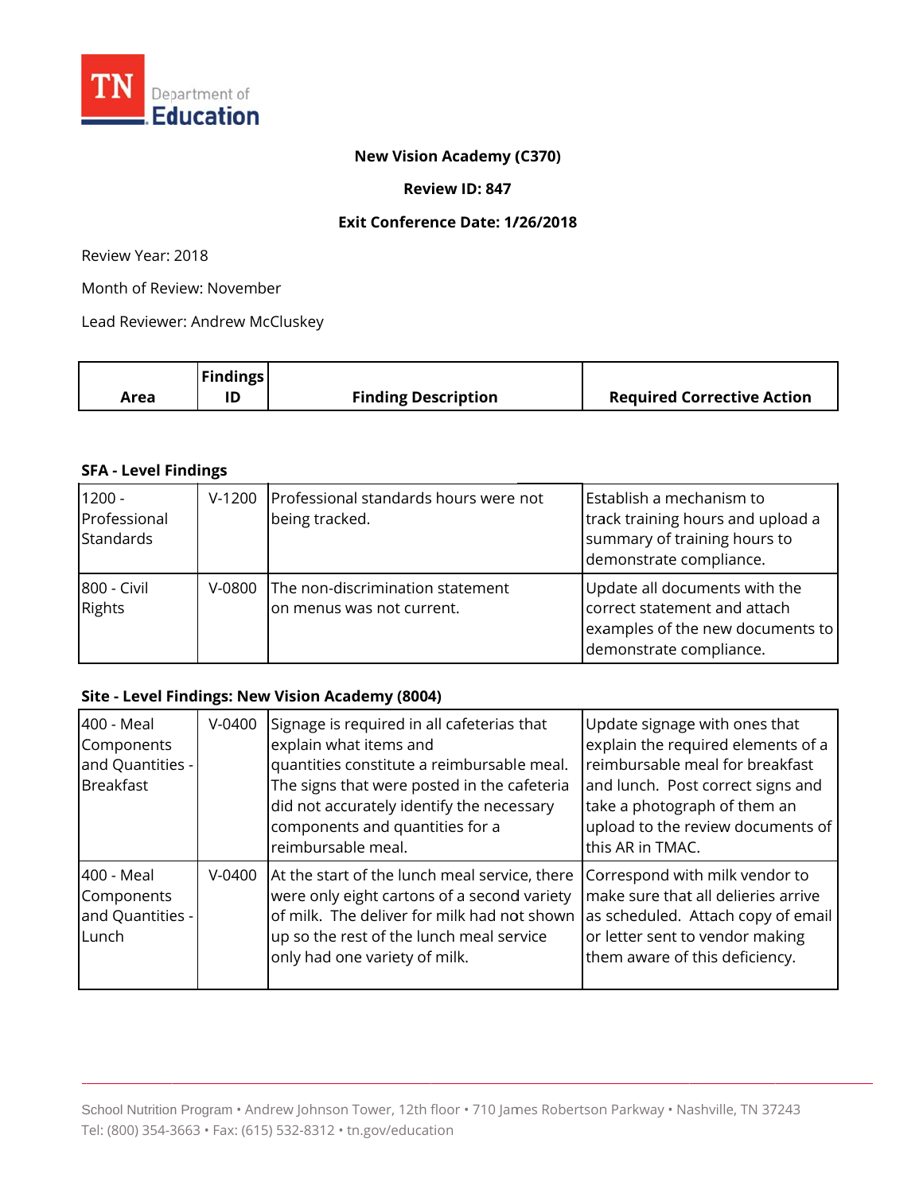TN Department of Education

**New Vision Academy (C370)**

**Review ID: 847**

**Exit Conference Date: 1/26/2018**

Review Year: 2018

Month of Review: November

Lead Reviewer: Andrew McCluskey

| Area | Findings ID | Finding Description | Required Corrective Action |
|---|---|---|---|

**SFA - Level Findings**

| Area | Findings ID | Finding Description | Required Corrective Action |
|---|---|---|---|
| 1200 - Professional Standards | V-1200 | Professional standards hours were not being tracked. | Establish a mechanism to track training hours and upload a summary of training hours to demonstrate compliance. |
| 800 - Civil Rights | V-0800 | The non-discrimination statement on menus was not current. | Update all documents with the correct statement and attach examples of the new documents to demonstrate compliance. |

**Site - Level Findings: New Vision Academy (8004)**

| Area | Findings ID | Finding Description | Required Corrective Action |
|---|---|---|---|
| 400 - Meal Components and Quantities - Breakfast | V-0400 | Signage is required in all cafeterias that explain what items and quantities constitute a reimbursable meal. The signs that were posted in the cafeteria did not accurately identify the necessary components and quantities for a reimbursable meal. | Update signage with ones that explain the required elements of a reimbursable meal for breakfast and lunch. Post correct signs and take a photograph of them an upload to the review documents of this AR in TMAC. |
| 400 - Meal Components and Quantities - Lunch | V-0400 | At the start of the lunch meal service, there were only eight cartons of a second variety of milk. The deliver for milk had not shown up so the rest of the lunch meal service only had one variety of milk. | Correspond with milk vendor to make sure that all delieries arrive as scheduled. Attach copy of email or letter sent to vendor making them aware of this deficiency. |